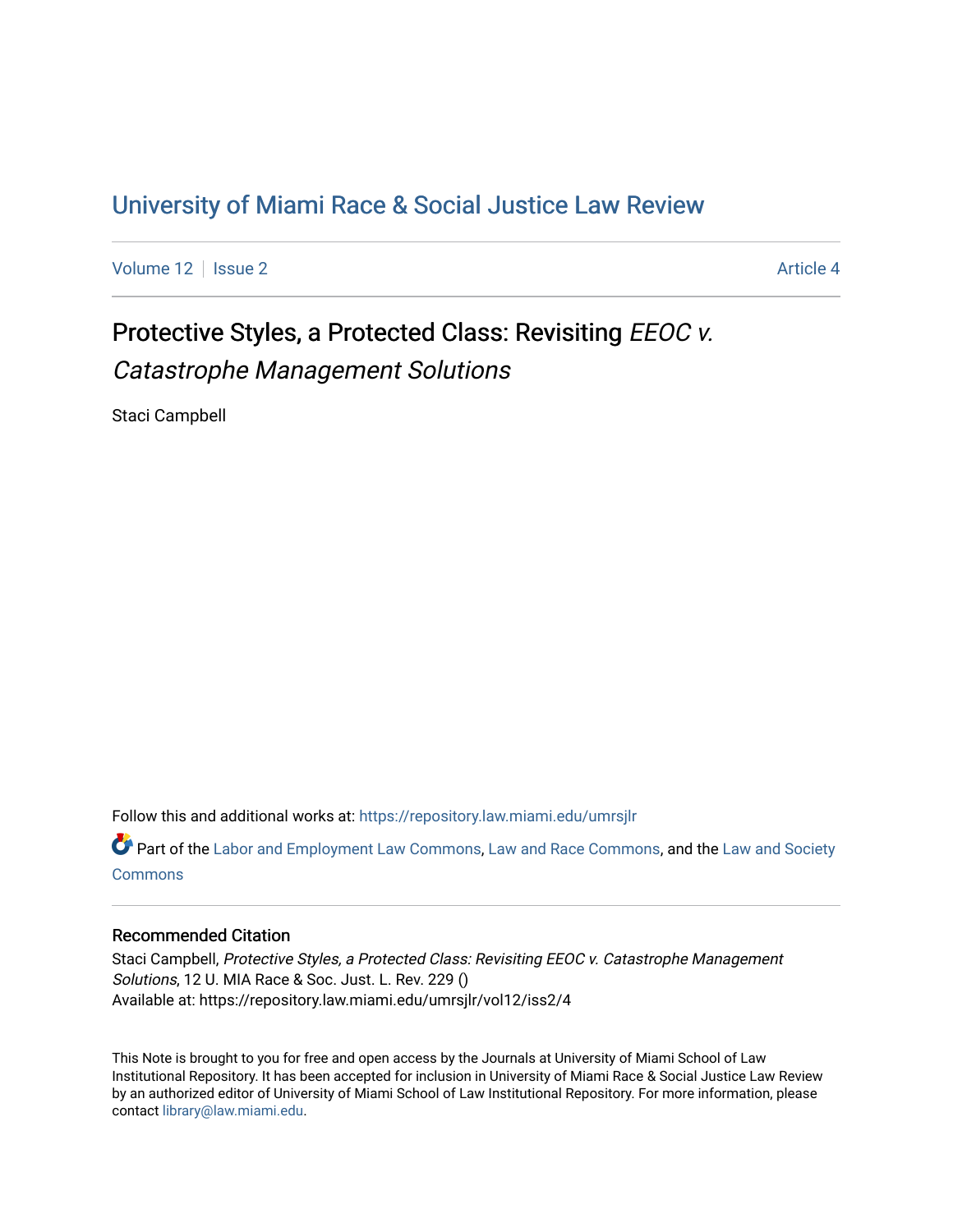# University of Miami Race & Social Justice Law Review

Volume 12 | Issue 2 | Article 4

## Protective Styles, a Protected Class: Revisiting *EEOC v. Catastrophe Management Solutions*

Staci Campbell

Follow this and additional works at: https://repository.law.miami.edu/umrsjlr

Part of the Labor and Employment Law Commons, Law and Race Commons, and the Law and Society Commons

### Recommended Citation

Staci Campbell, *Protective Styles, a Protected Class: Revisiting EEOC v. Catastrophe Management Solutions*, 12 U. MIA Race & Soc. Just. L. Rev. 229 ()
Available at: https://repository.law.miami.edu/umrsjlr/vol12/iss2/4

This Note is brought to you for free and open access by the Journals at University of Miami School of Law Institutional Repository. It has been accepted for inclusion in University of Miami Race & Social Justice Law Review by an authorized editor of University of Miami School of Law Institutional Repository. For more information, please contact library@law.miami.edu.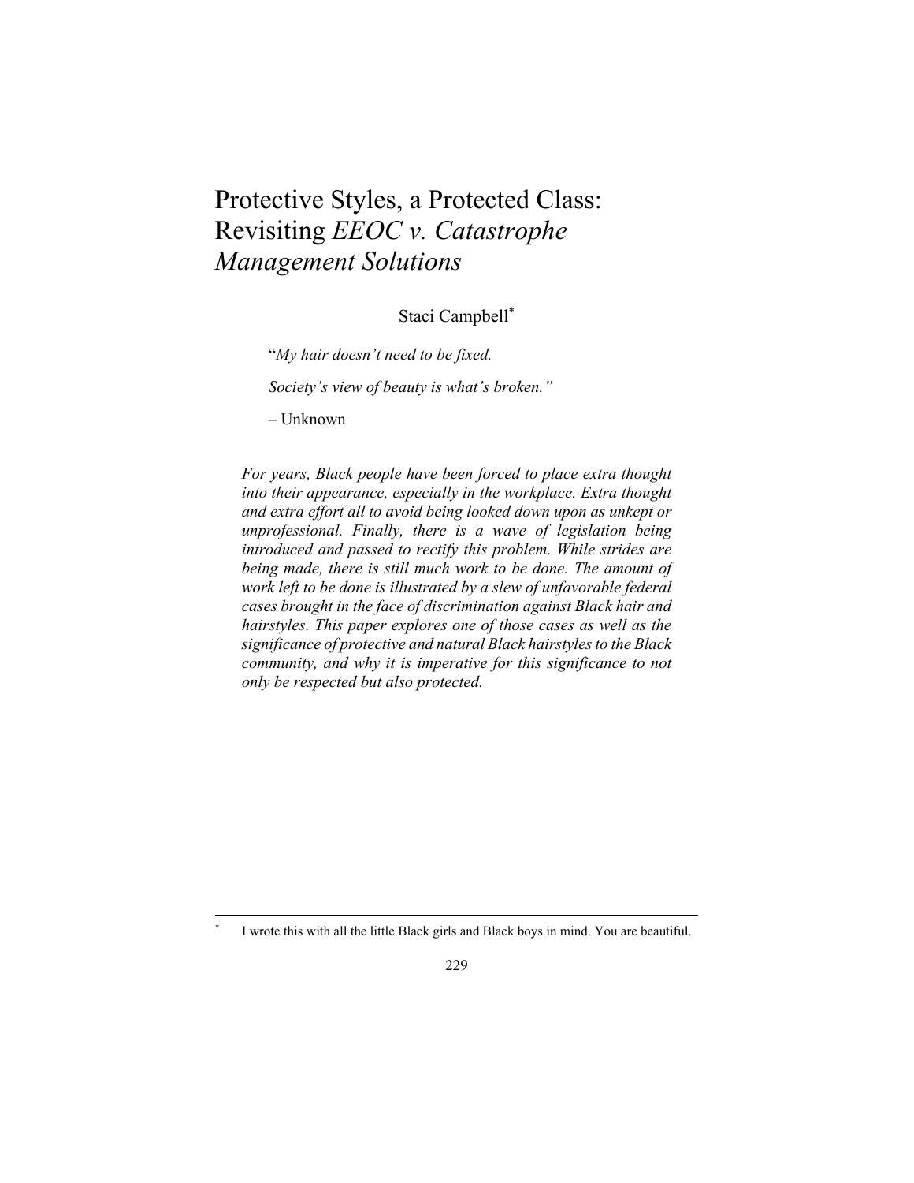# Protective Styles, a Protected Class: Revisiting *EEOC v. Catastrophe Management Solutions*

Staci Campbell*

"*My hair doesn't need to be fixed.*

*Society's view of beauty is what's broken.*"

– Unknown

*For years, Black people have been forced to place extra thought into their appearance, especially in the workplace. Extra thought and extra effort all to avoid being looked down upon as unkept or unprofessional. Finally, there is a wave of legislation being introduced and passed to rectify this problem. While strides are being made, there is still much work to be done. The amount of work left to be done is illustrated by a slew of unfavorable federal cases brought in the face of discrimination against Black hair and hairstyles. This paper explores one of those cases as well as the significance of protective and natural Black hairstyles to the Black community, and why it is imperative for this significance to not only be respected but also protected.*

---

\* I wrote this with all the little Black girls and Black boys in mind. You are beautiful.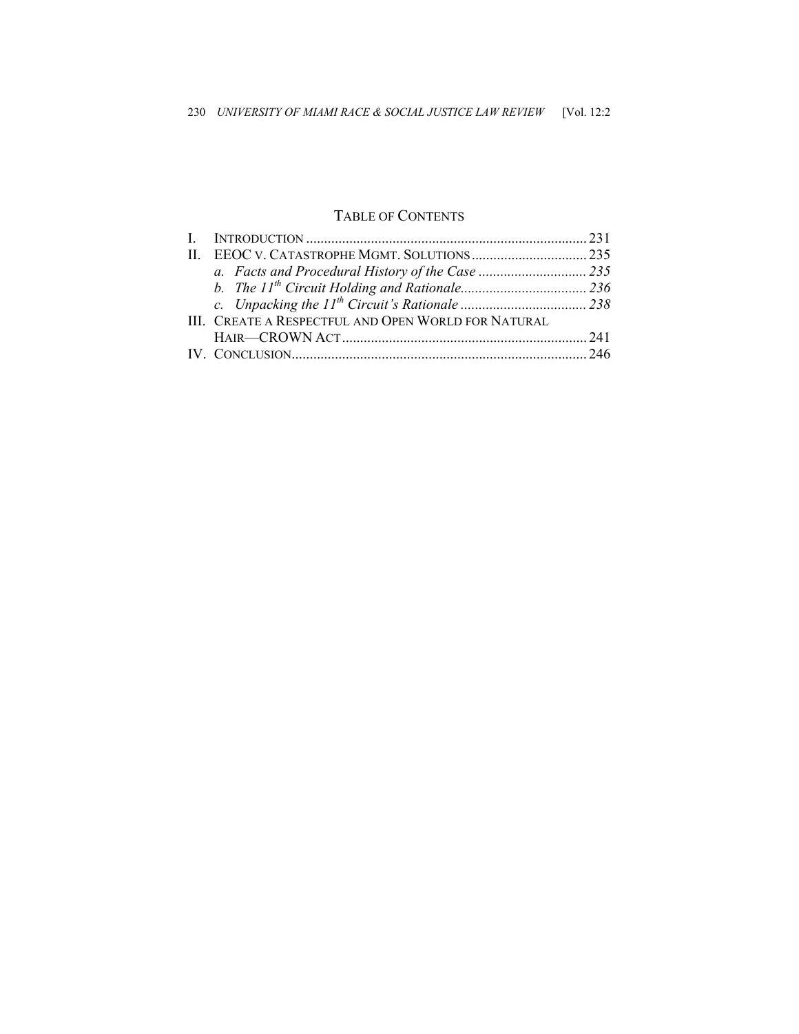## TABLE OF CONTENTS

I. INTRODUCTION ............................................................................ 231

II. EEOC V. CATASTROPHE MGMT. SOLUTIONS ................................ 235

   *a. Facts and Procedural History of the Case ............................ 235*

   *b. The 11th Circuit Holding and Rationale................................. 236*

   *c. Unpacking the 11th Circuit's Rationale .................................. 238*

III. CREATE A RESPECTFUL AND OPEN WORLD FOR NATURAL HAIR—CROWN ACT ................................................................... 241

IV. CONCLUSION................................................................................. 246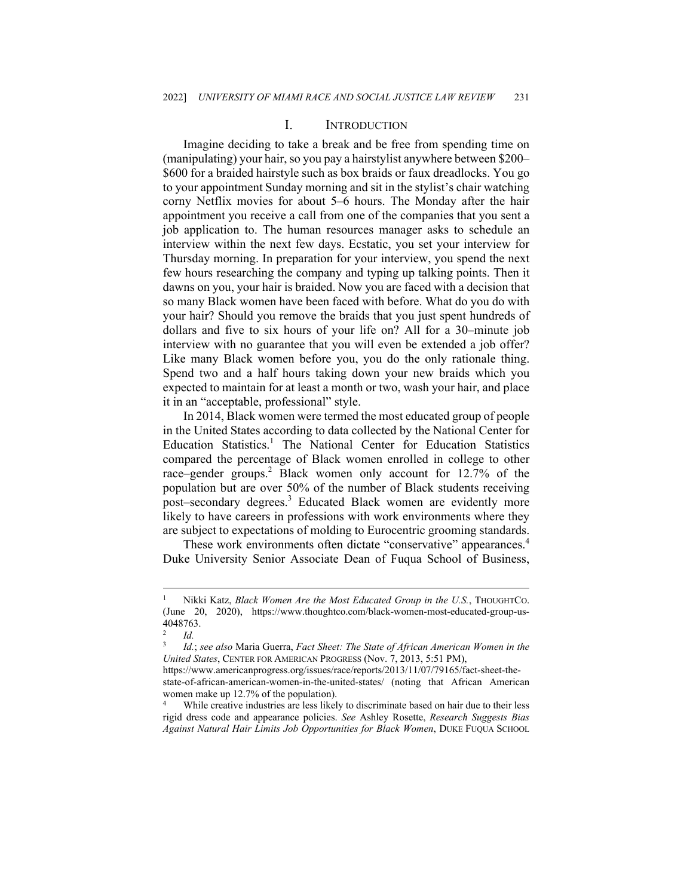## I. Introduction

Imagine deciding to take a break and be free from spending time on (manipulating) your hair, so you pay a hairstylist anywhere between $200–$600 for a braided hairstyle such as box braids or faux dreadlocks. You go to your appointment Sunday morning and sit in the stylist's chair watching corny Netflix movies for about 5–6 hours. The Monday after the hair appointment you receive a call from one of the companies that you sent a job application to. The human resources manager asks to schedule an interview within the next few days. Ecstatic, you set your interview for Thursday morning. In preparation for your interview, you spend the next few hours researching the company and typing up talking points. Then it dawns on you, your hair is braided. Now you are faced with a decision that so many Black women have been faced with before. What do you do with your hair? Should you remove the braids that you just spent hundreds of dollars and five to six hours of your life on? All for a 30–minute job interview with no guarantee that you will even be extended a job offer? Like many Black women before you, you do the only rationale thing. Spend two and a half hours taking down your new braids which you expected to maintain for at least a month or two, wash your hair, and place it in an "acceptable, professional" style.

In 2014, Black women were termed the most educated group of people in the United States according to data collected by the National Center for Education Statistics.[1] The National Center for Education Statistics compared the percentage of Black women enrolled in college to other race–gender groups.[2] Black women only account for 12.7% of the population but are over 50% of the number of Black students receiving post–secondary degrees.[3] Educated Black women are evidently more likely to have careers in professions with work environments where they are subject to expectations of molding to Eurocentric grooming standards.

These work environments often dictate "conservative" appearances.[4] Duke University Senior Associate Dean of Fuqua School of Business,

---

[1] Nikki Katz, *Black Women Are the Most Educated Group in the U.S.*, THOUGHTCO. (June 20, 2020), https://www.thoughtco.com/black-women-most-educated-group-us-4048763.

[2] *Id.*

[3] *Id.*; *see also* Maria Guerra, *Fact Sheet: The State of African American Women in the United States*, CENTER FOR AMERICAN PROGRESS (Nov. 7, 2013, 5:51 PM), https://www.americanprogress.org/issues/race/reports/2013/11/07/79165/fact-sheet-the-state-of-african-american-women-in-the-united-states/ (noting that African American women make up 12.7% of the population).

[4] While creative industries are less likely to discriminate based on hair due to their less rigid dress code and appearance policies. *See* Ashley Rosette, *Research Suggests Bias Against Natural Hair Limits Job Opportunities for Black Women*, DUKE FUQUA SCHOOL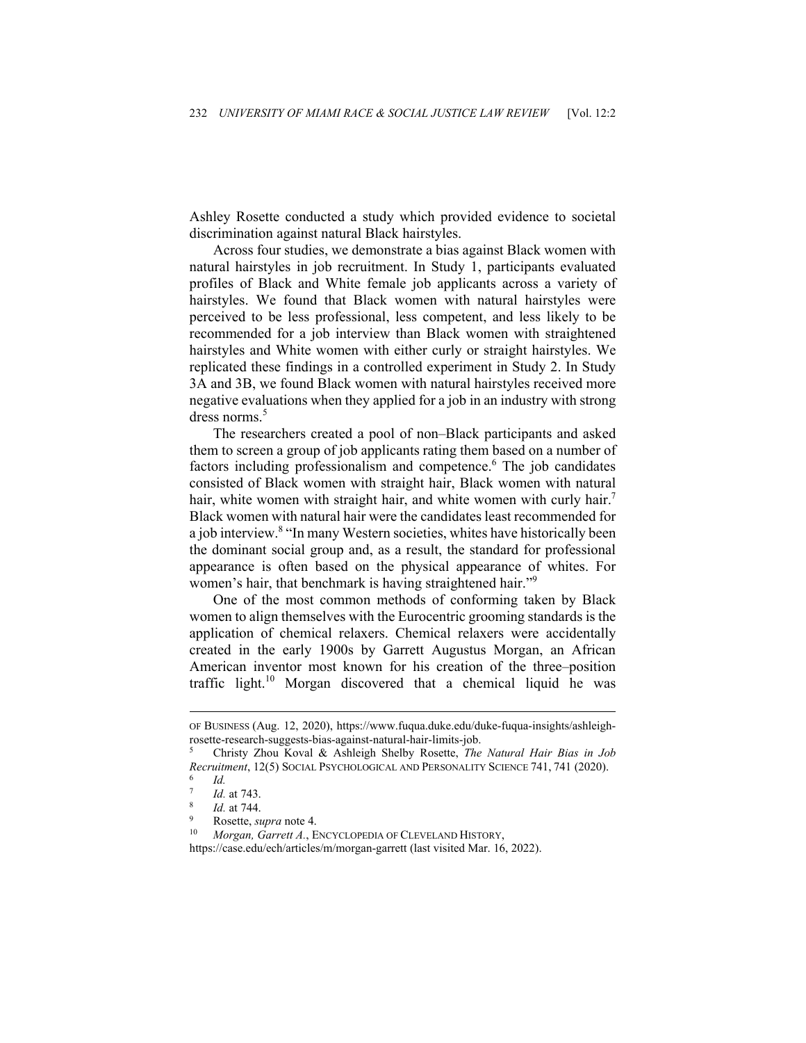Ashley Rosette conducted a study which provided evidence to societal discrimination against natural Black hairstyles.

> Across four studies, we demonstrate a bias against Black women with natural hairstyles in job recruitment. In Study 1, participants evaluated profiles of Black and White female job applicants across a variety of hairstyles. We found that Black women with natural hairstyles were perceived to be less professional, less competent, and less likely to be recommended for a job interview than Black women with straightened hairstyles and White women with either curly or straight hairstyles. We replicated these findings in a controlled experiment in Study 2. In Study 3A and 3B, we found Black women with natural hairstyles received more negative evaluations when they applied for a job in an industry with strong dress norms.[5]

The researchers created a pool of non–Black participants and asked them to screen a group of job applicants rating them based on a number of factors including professionalism and competence.[6] The job candidates consisted of Black women with straight hair, Black women with natural hair, white women with straight hair, and white women with curly hair.[7] Black women with natural hair were the candidates least recommended for a job interview.[8] "In many Western societies, whites have historically been the dominant social group and, as a result, the standard for professional appearance is often based on the physical appearance of whites. For women's hair, that benchmark is having straightened hair."[9]

One of the most common methods of conforming taken by Black women to align themselves with the Eurocentric grooming standards is the application of chemical relaxers. Chemical relaxers were accidentally created in the early 1900s by Garrett Augustus Morgan, an African American inventor most known for his creation of the three–position traffic light.[10] Morgan discovered that a chemical liquid he was

---

OF BUSINESS (Aug. 12, 2020), https://www.fuqua.duke.edu/duke-fuqua-insights/ashleigh-rosette-research-suggests-bias-against-natural-hair-limits-job.

[5] Christy Zhou Koval & Ashleigh Shelby Rosette, *The Natural Hair Bias in Job Recruitment*, 12(5) SOCIAL PSYCHOLOGICAL AND PERSONALITY SCIENCE 741, 741 (2020).

[6] *Id.*

[7] *Id.* at 743.

[8] *Id.* at 744.

[9] Rosette, *supra* note 4.

[10] *Morgan, Garrett A.*, ENCYCLOPEDIA OF CLEVELAND HISTORY, https://case.edu/ech/articles/m/morgan-garrett (last visited Mar. 16, 2022).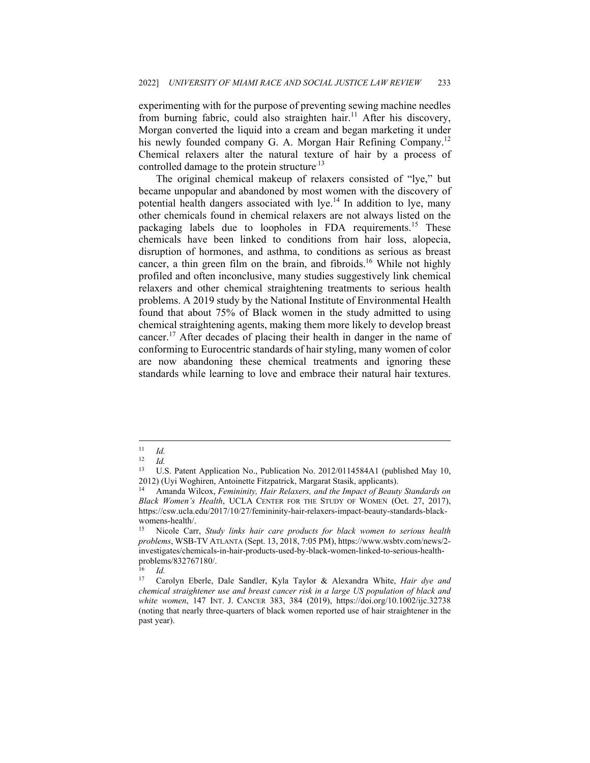experimenting with for the purpose of preventing sewing machine needles from burning fabric, could also straighten hair.[11] After his discovery, Morgan converted the liquid into a cream and began marketing it under his newly founded company G. A. Morgan Hair Refining Company.[12] Chemical relaxers alter the natural texture of hair by a process of controlled damage to the protein structure.[13]

The original chemical makeup of relaxers consisted of "lye," but became unpopular and abandoned by most women with the discovery of potential health dangers associated with lye.[14] In addition to lye, many other chemicals found in chemical relaxers are not always listed on the packaging labels due to loopholes in FDA requirements.[15] These chemicals have been linked to conditions from hair loss, alopecia, disruption of hormones, and asthma, to conditions as serious as breast cancer, a thin green film on the brain, and fibroids.[16] While not highly profiled and often inconclusive, many studies suggestively link chemical relaxers and other chemical straightening treatments to serious health problems. A 2019 study by the National Institute of Environmental Health found that about 75% of Black women in the study admitted to using chemical straightening agents, making them more likely to develop breast cancer.[17] After decades of placing their health in danger in the name of conforming to Eurocentric standards of hair styling, many women of color are now abandoning these chemical treatments and ignoring these standards while learning to love and embrace their natural hair textures.

---

[11] *Id.*

[12] *Id.*

[13] U.S. Patent Application No., Publication No. 2012/0114584A1 (published May 10, 2012) (Uyi Woghiren, Antoinette Fitzpatrick, Margarat Stasik, applicants).

[14] Amanda Wilcox, *Femininity, Hair Relaxers, and the Impact of Beauty Standards on Black Women's Health*, UCLA CENTER FOR THE STUDY OF WOMEN (Oct. 27, 2017), https://csw.ucla.edu/2017/10/27/femininity-hair-relaxers-impact-beauty-standards-black-womens-health/.

[15] Nicole Carr, *Study links hair care products for black women to serious health problems*, WSB-TV ATLANTA (Sept. 13, 2018, 7:05 PM), https://www.wsbtv.com/news/2-investigates/chemicals-in-hair-products-used-by-black-women-linked-to-serious-health-problems/832767180/.

[16] *Id.*

[17] Carolyn Eberle, Dale Sandler, Kyla Taylor & Alexandra White, *Hair dye and chemical straightener use and breast cancer risk in a large US population of black and white women*, 147 INT. J. CANCER 383, 384 (2019), https://doi.org/10.1002/ijc.32738 (noting that nearly three-quarters of black women reported use of hair straightener in the past year).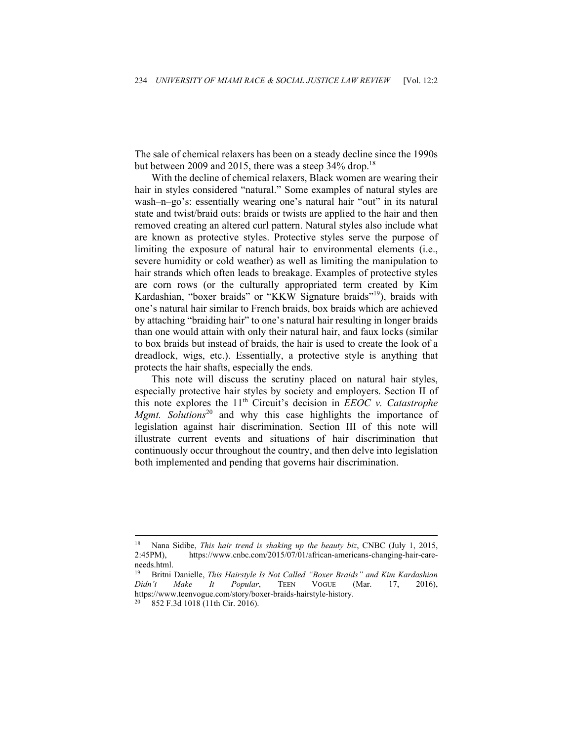The sale of chemical relaxers has been on a steady decline since the 1990s but between 2009 and 2015, there was a steep 34% drop.[18]

With the decline of chemical relaxers, Black women are wearing their hair in styles considered "natural." Some examples of natural styles are wash–n–go's: essentially wearing one's natural hair "out" in its natural state and twist/braid outs: braids or twists are applied to the hair and then removed creating an altered curl pattern. Natural styles also include what are known as protective styles. Protective styles serve the purpose of limiting the exposure of natural hair to environmental elements (i.e., severe humidity or cold weather) as well as limiting the manipulation to hair strands which often leads to breakage. Examples of protective styles are corn rows (or the culturally appropriated term created by Kim Kardashian, "boxer braids" or "KKW Signature braids"[19]), braids with one's natural hair similar to French braids, box braids which are achieved by attaching "braiding hair" to one's natural hair resulting in longer braids than one would attain with only their natural hair, and faux locks (similar to box braids but instead of braids, the hair is used to create the look of a dreadlock, wigs, etc.). Essentially, a protective style is anything that protects the hair shafts, especially the ends.

This note will discuss the scrutiny placed on natural hair styles, especially protective hair styles by society and employers. Section II of this note explores the 11th Circuit's decision in *EEOC v. Catastrophe Mgmt. Solutions*[20] and why this case highlights the importance of legislation against hair discrimination. Section III of this note will illustrate current events and situations of hair discrimination that continuously occur throughout the country, and then delve into legislation both implemented and pending that governs hair discrimination.

---

[18] Nana Sidibe, *This hair trend is shaking up the beauty biz*, CNBC (July 1, 2015, 2:45PM), https://www.cnbc.com/2015/07/01/african-americans-changing-hair-care-needs.html.

[19] Britni Danielle, *This Hairstyle Is Not Called "Boxer Braids" and Kim Kardashian Didn't Make It Popular*, TEEN VOGUE (Mar. 17, 2016), https://www.teenvogue.com/story/boxer-braids-hairstyle-history.

[20] 852 F.3d 1018 (11th Cir. 2016).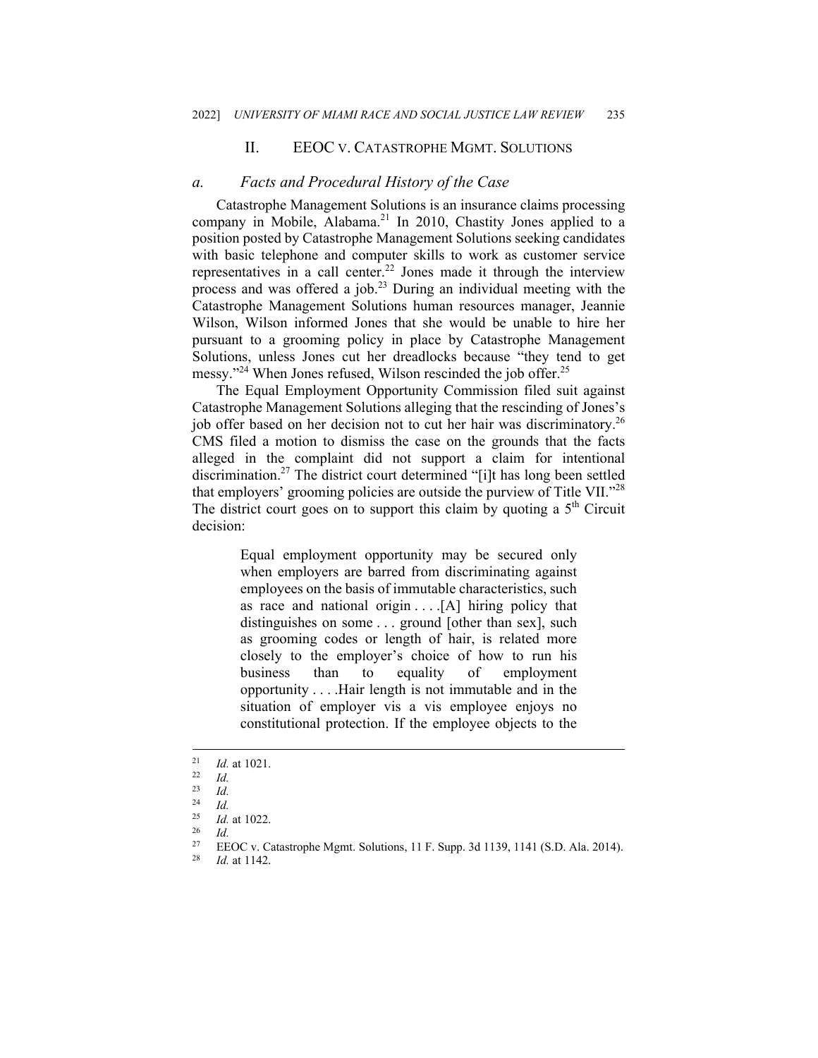## II. EEOC v. Catastrophe Mgmt. Solutions

### *a. Facts and Procedural History of the Case*

Catastrophe Management Solutions is an insurance claims processing company in Mobile, Alabama.[21] In 2010, Chastity Jones applied to a position posted by Catastrophe Management Solutions seeking candidates with basic telephone and computer skills to work as customer service representatives in a call center.[22] Jones made it through the interview process and was offered a job.[23] During an individual meeting with the Catastrophe Management Solutions human resources manager, Jeannie Wilson, Wilson informed Jones that she would be unable to hire her pursuant to a grooming policy in place by Catastrophe Management Solutions, unless Jones cut her dreadlocks because "they tend to get messy."[24] When Jones refused, Wilson rescinded the job offer.[25]

The Equal Employment Opportunity Commission filed suit against Catastrophe Management Solutions alleging that the rescinding of Jones's job offer based on her decision not to cut her hair was discriminatory.[26] CMS filed a motion to dismiss the case on the grounds that the facts alleged in the complaint did not support a claim for intentional discrimination.[27] The district court determined "[i]t has long been settled that employers' grooming policies are outside the purview of Title VII."[28] The district court goes on to support this claim by quoting a 5th Circuit decision:

> Equal employment opportunity may be secured only when employers are barred from discriminating against employees on the basis of immutable characteristics, such as race and national origin . . . .[A] hiring policy that distinguishes on some . . . ground [other than sex], such as grooming codes or length of hair, is related more closely to the employer's choice of how to run his business than to equality of employment opportunity . . . .Hair length is not immutable and in the situation of employer vis a vis employee enjoys no constitutional protection. If the employee objects to the

---

[21] *Id.* at 1021.

[22] *Id.*

[23] *Id.*

[24] *Id.*

[25] *Id.* at 1022.

[26] *Id.*

[27] EEOC v. Catastrophe Mgmt. Solutions, 11 F. Supp. 3d 1139, 1141 (S.D. Ala. 2014).

[28] *Id.* at 1142.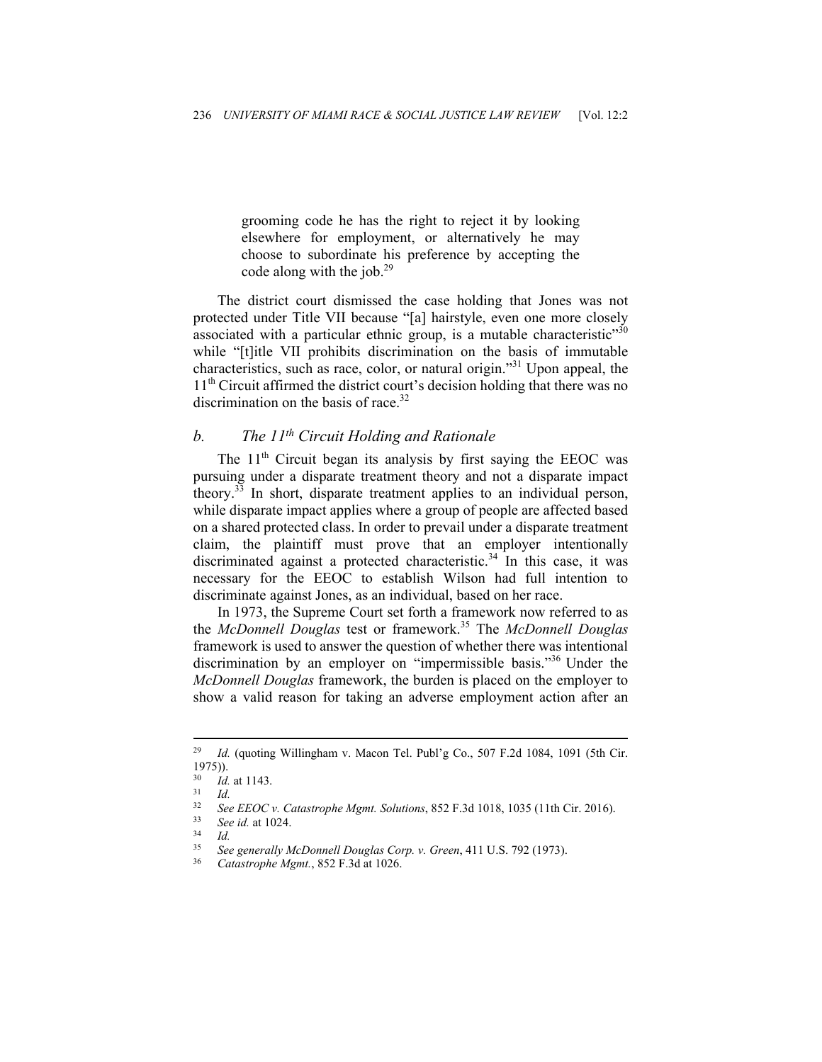> grooming code he has the right to reject it by looking elsewhere for employment, or alternatively he may choose to subordinate his preference by accepting the code along with the job.[29]

The district court dismissed the case holding that Jones was not protected under Title VII because "[a] hairstyle, even one more closely associated with a particular ethnic group, is a mutable characteristic"[30] while "[t]itle VII prohibits discrimination on the basis of immutable characteristics, such as race, color, or natural origin."[31] Upon appeal, the 11th Circuit affirmed the district court's decision holding that there was no discrimination on the basis of race.[32]

### *b. The 11th Circuit Holding and Rationale*

The 11th Circuit began its analysis by first saying the EEOC was pursuing under a disparate treatment theory and not a disparate impact theory.[33] In short, disparate treatment applies to an individual person, while disparate impact applies where a group of people are affected based on a shared protected class. In order to prevail under a disparate treatment claim, the plaintiff must prove that an employer intentionally discriminated against a protected characteristic.[34] In this case, it was necessary for the EEOC to establish Wilson had full intention to discriminate against Jones, as an individual, based on her race.

In 1973, the Supreme Court set forth a framework now referred to as the *McDonnell Douglas* test or framework.[35] The *McDonnell Douglas* framework is used to answer the question of whether there was intentional discrimination by an employer on "impermissible basis."[36] Under the *McDonnell Douglas* framework, the burden is placed on the employer to show a valid reason for taking an adverse employment action after an

---

[29] *Id.* (quoting Willingham v. Macon Tel. Publ'g Co., 507 F.2d 1084, 1091 (5th Cir. 1975)).

[30] *Id.* at 1143.

[31] *Id.*

[32] *See EEOC v. Catastrophe Mgmt. Solutions*, 852 F.3d 1018, 1035 (11th Cir. 2016).

[33] *See id.* at 1024.

[34] *Id.*

[35] *See generally McDonnell Douglas Corp. v. Green*, 411 U.S. 792 (1973).

[36] *Catastrophe Mgmt.*, 852 F.3d at 1026.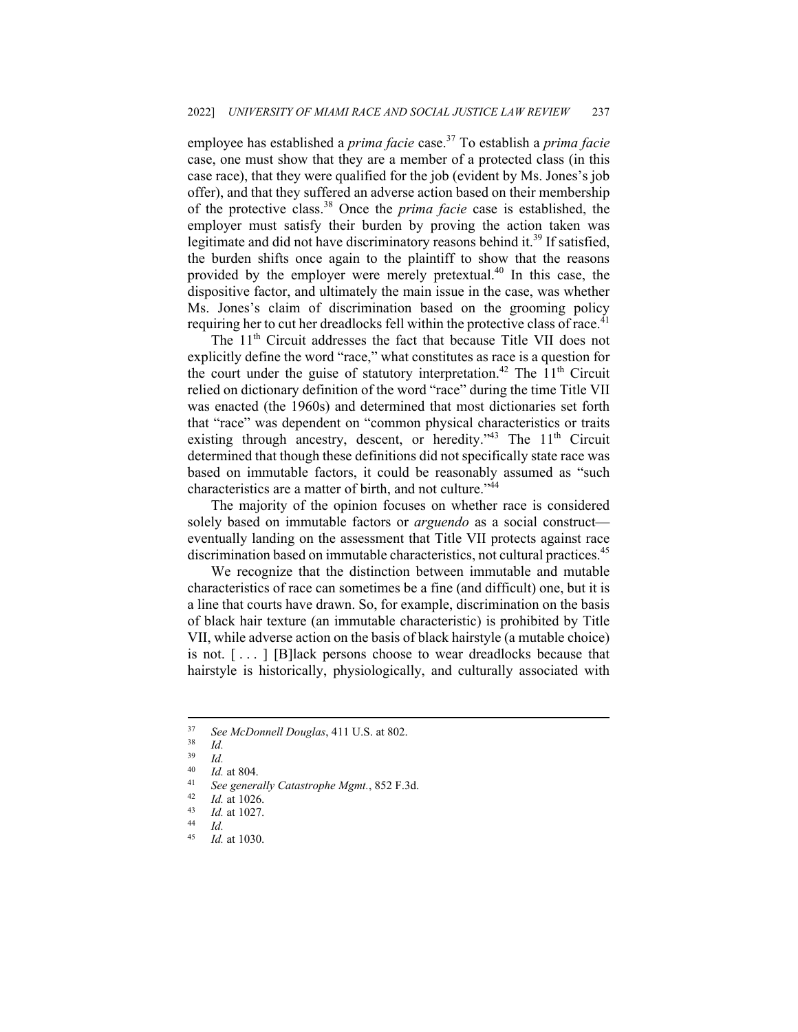employee has established a *prima facie* case.[37] To establish a *prima facie* case, one must show that they are a member of a protected class (in this case race), that they were qualified for the job (evident by Ms. Jones's job offer), and that they suffered an adverse action based on their membership of the protective class.[38] Once the *prima facie* case is established, the employer must satisfy their burden by proving the action taken was legitimate and did not have discriminatory reasons behind it.[39] If satisfied, the burden shifts once again to the plaintiff to show that the reasons provided by the employer were merely pretextual.[40] In this case, the dispositive factor, and ultimately the main issue in the case, was whether Ms. Jones's claim of discrimination based on the grooming policy requiring her to cut her dreadlocks fell within the protective class of race.[41]

The 11th Circuit addresses the fact that because Title VII does not explicitly define the word "race," what constitutes as race is a question for the court under the guise of statutory interpretation.[42] The 11th Circuit relied on dictionary definition of the word "race" during the time Title VII was enacted (the 1960s) and determined that most dictionaries set forth that "race" was dependent on "common physical characteristics or traits existing through ancestry, descent, or heredity."[43] The 11th Circuit determined that though these definitions did not specifically state race was based on immutable factors, it could be reasonably assumed as "such characteristics are a matter of birth, and not culture."[44]

The majority of the opinion focuses on whether race is considered solely based on immutable factors or *arguendo* as a social construct—eventually landing on the assessment that Title VII protects against race discrimination based on immutable characteristics, not cultural practices.[45]

> We recognize that the distinction between immutable and mutable characteristics of race can sometimes be a fine (and difficult) one, but it is a line that courts have drawn. So, for example, discrimination on the basis of black hair texture (an immutable characteristic) is prohibited by Title VII, while adverse action on the basis of black hairstyle (a mutable choice) is not. [ . . . ] [B]lack persons choose to wear dreadlocks because that hairstyle is historically, physiologically, and culturally associated with

---

37 *See McDonnell Douglas*, 411 U.S. at 802.

38 *Id.*

39 *Id.*

40 *Id.* at 804.

41 *See generally Catastrophe Mgmt.*, 852 F.3d.

42 *Id.* at 1026.

43 *Id.* at 1027.

44 *Id.*

45 *Id.* at 1030.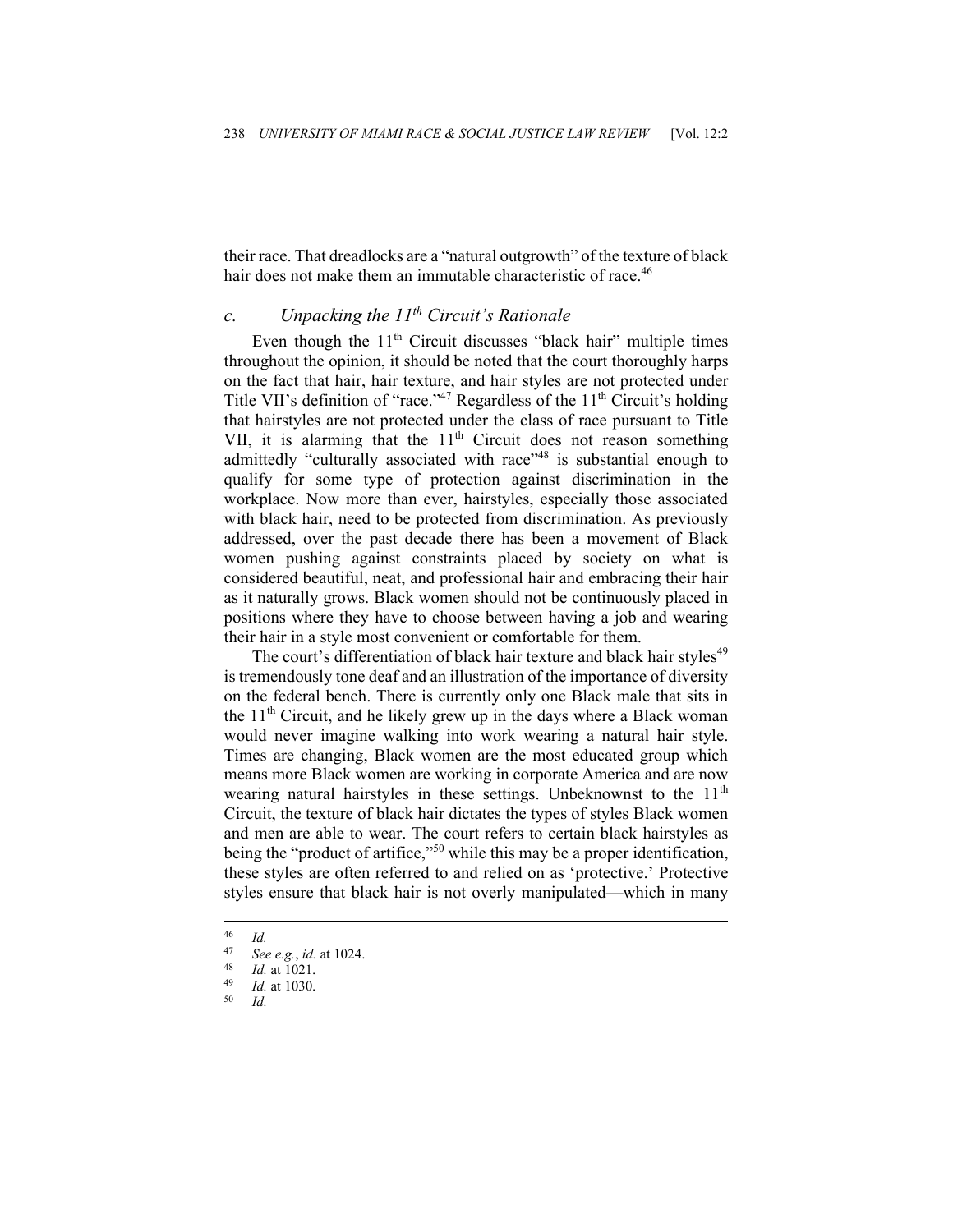their race. That dreadlocks are a "natural outgrowth" of the texture of black hair does not make them an immutable characteristic of race.[46]

### *c. Unpacking the 11th Circuit's Rationale*

Even though the 11th Circuit discusses "black hair" multiple times throughout the opinion, it should be noted that the court thoroughly harps on the fact that hair, hair texture, and hair styles are not protected under Title VII's definition of "race."[47] Regardless of the 11th Circuit's holding that hairstyles are not protected under the class of race pursuant to Title VII, it is alarming that the 11th Circuit does not reason something admittedly "culturally associated with race"[48] is substantial enough to qualify for some type of protection against discrimination in the workplace. Now more than ever, hairstyles, especially those associated with black hair, need to be protected from discrimination. As previously addressed, over the past decade there has been a movement of Black women pushing against constraints placed by society on what is considered beautiful, neat, and professional hair and embracing their hair as it naturally grows. Black women should not be continuously placed in positions where they have to choose between having a job and wearing their hair in a style most convenient or comfortable for them.

The court's differentiation of black hair texture and black hair styles[49] is tremendously tone deaf and an illustration of the importance of diversity on the federal bench. There is currently only one Black male that sits in the 11th Circuit, and he likely grew up in the days where a Black woman would never imagine walking into work wearing a natural hair style. Times are changing, Black women are the most educated group which means more Black women are working in corporate America and are now wearing natural hairstyles in these settings. Unbeknownst to the 11th Circuit, the texture of black hair dictates the types of styles Black women and men are able to wear. The court refers to certain black hairstyles as being the "product of artifice,"[50] while this may be a proper identification, these styles are often referred to and relied on as 'protective.' Protective styles ensure that black hair is not overly manipulated—which in many

---

[46] *Id.*

[47] *See e.g.*, *id.* at 1024.

[48] *Id.* at 1021.

[49] *Id.* at 1030.

[50] *Id.*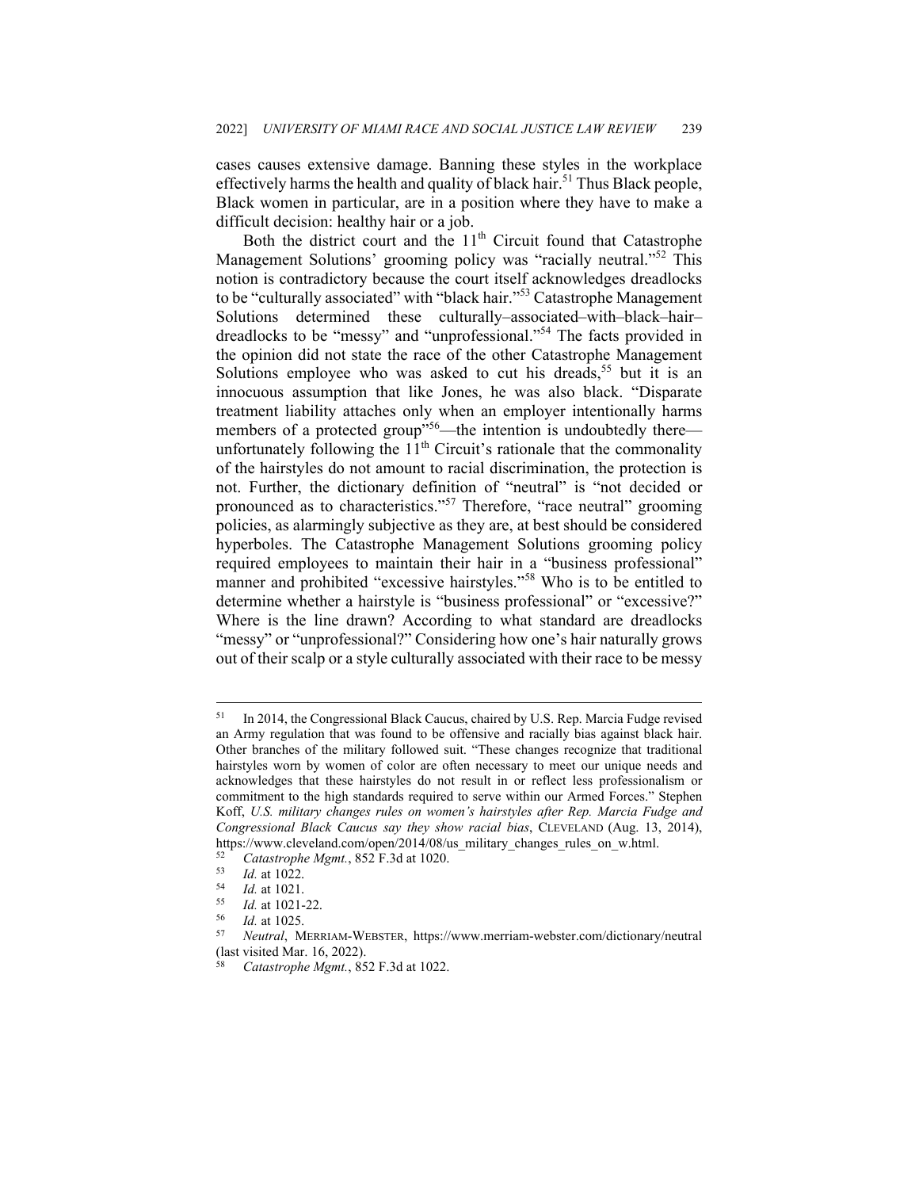cases causes extensive damage. Banning these styles in the workplace effectively harms the health and quality of black hair.[51] Thus Black people, Black women in particular, are in a position where they have to make a difficult decision: healthy hair or a job.

Both the district court and the 11th Circuit found that Catastrophe Management Solutions' grooming policy was "racially neutral."[52] This notion is contradictory because the court itself acknowledges dreadlocks to be "culturally associated" with "black hair."[53] Catastrophe Management Solutions determined these culturally–associated–with–black–hair–dreadlocks to be "messy" and "unprofessional."[54] The facts provided in the opinion did not state the race of the other Catastrophe Management Solutions employee who was asked to cut his dreads,[55] but it is an innocuous assumption that like Jones, he was also black. "Disparate treatment liability attaches only when an employer intentionally harms members of a protected group"[56]—the intention is undoubtedly there—unfortunately following the 11th Circuit's rationale that the commonality of the hairstyles do not amount to racial discrimination, the protection is not. Further, the dictionary definition of "neutral" is "not decided or pronounced as to characteristics."[57] Therefore, "race neutral" grooming policies, as alarmingly subjective as they are, at best should be considered hyperboles. The Catastrophe Management Solutions grooming policy required employees to maintain their hair in a "business professional" manner and prohibited "excessive hairstyles."[58] Who is to be entitled to determine whether a hairstyle is "business professional" or "excessive?" Where is the line drawn? According to what standard are dreadlocks "messy" or "unprofessional?" Considering how one's hair naturally grows out of their scalp or a style culturally associated with their race to be messy

---

[51] In 2014, the Congressional Black Caucus, chaired by U.S. Rep. Marcia Fudge revised an Army regulation that was found to be offensive and racially bias against black hair. Other branches of the military followed suit. "These changes recognize that traditional hairstyles worn by women of color are often necessary to meet our unique needs and acknowledges that these hairstyles do not result in or reflect less professionalism or commitment to the high standards required to serve within our Armed Forces." Stephen Koff, *U.S. military changes rules on women's hairstyles after Rep. Marcia Fudge and Congressional Black Caucus say they show racial bias*, CLEVELAND (Aug. 13, 2014), https://www.cleveland.com/open/2014/08/us_military_changes_rules_on_w.html.

[52] *Catastrophe Mgmt.*, 852 F.3d at 1020.

[53] *Id.* at 1022.

[54] *Id.* at 1021.

[55] *Id.* at 1021-22.

[56] *Id.* at 1025.

[57] *Neutral*, MERRIAM-WEBSTER, https://www.merriam-webster.com/dictionary/neutral (last visited Mar. 16, 2022).

[58] *Catastrophe Mgmt.*, 852 F.3d at 1022.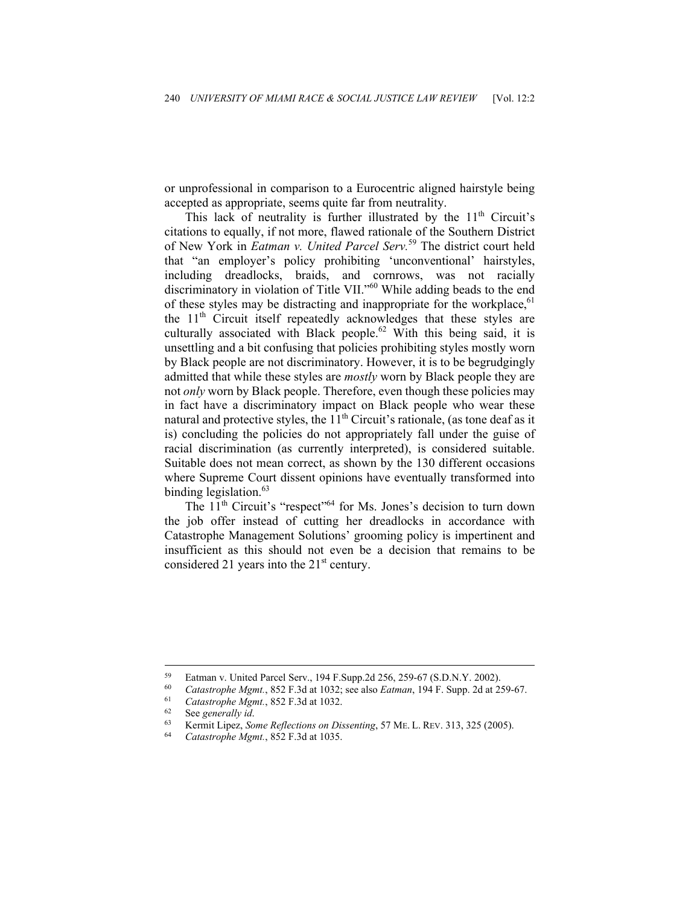or unprofessional in comparison to a Eurocentric aligned hairstyle being accepted as appropriate, seems quite far from neutrality.

This lack of neutrality is further illustrated by the 11th Circuit's citations to equally, if not more, flawed rationale of the Southern District of New York in *Eatman v. United Parcel Serv.*[59] The district court held that "an employer's policy prohibiting 'unconventional' hairstyles, including dreadlocks, braids, and cornrows, was not racially discriminatory in violation of Title VII."[60] While adding beads to the end of these styles may be distracting and inappropriate for the workplace,[61] the 11th Circuit itself repeatedly acknowledges that these styles are culturally associated with Black people.[62] With this being said, it is unsettling and a bit confusing that policies prohibiting styles mostly worn by Black people are not discriminatory. However, it is to be begrudgingly admitted that while these styles are *mostly* worn by Black people they are not *only* worn by Black people. Therefore, even though these policies may in fact have a discriminatory impact on Black people who wear these natural and protective styles, the 11th Circuit's rationale, (as tone deaf as it is) concluding the policies do not appropriately fall under the guise of racial discrimination (as currently interpreted), is considered suitable. Suitable does not mean correct, as shown by the 130 different occasions where Supreme Court dissent opinions have eventually transformed into binding legislation.[63]

The 11th Circuit's "respect"[64] for Ms. Jones's decision to turn down the job offer instead of cutting her dreadlocks in accordance with Catastrophe Management Solutions' grooming policy is impertinent and insufficient as this should not even be a decision that remains to be considered 21 years into the 21st century.

---

[59] Eatman v. United Parcel Serv., 194 F.Supp.2d 256, 259-67 (S.D.N.Y. 2002).

[60] *Catastrophe Mgmt.*, 852 F.3d at 1032; see also *Eatman*, 194 F. Supp. 2d at 259-67.

[61] *Catastrophe Mgmt.*, 852 F.3d at 1032.

[62] See *generally id.*

[63] Kermit Lipez, *Some Reflections on Dissenting*, 57 ME. L. REV. 313, 325 (2005).

[64] *Catastrophe Mgmt.*, 852 F.3d at 1035.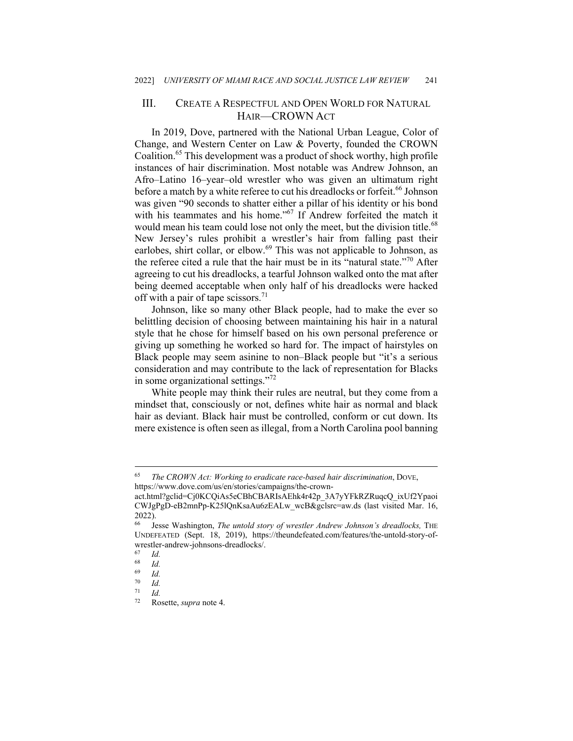## III. CREATE A RESPECTFUL AND OPEN WORLD FOR NATURAL HAIR—CROWN ACT

In 2019, Dove, partnered with the National Urban League, Color of Change, and Western Center on Law & Poverty, founded the CROWN Coalition.[65] This development was a product of shock worthy, high profile instances of hair discrimination. Most notable was Andrew Johnson, an Afro–Latino 16–year–old wrestler who was given an ultimatum right before a match by a white referee to cut his dreadlocks or forfeit.[66] Johnson was given "90 seconds to shatter either a pillar of his identity or his bond with his teammates and his home."[67] If Andrew forfeited the match it would mean his team could lose not only the meet, but the division title.[68] New Jersey's rules prohibit a wrestler's hair from falling past their earlobes, shirt collar, or elbow.[69] This was not applicable to Johnson, as the referee cited a rule that the hair must be in its "natural state."[70] After agreeing to cut his dreadlocks, a tearful Johnson walked onto the mat after being deemed acceptable when only half of his dreadlocks were hacked off with a pair of tape scissors.[71]

Johnson, like so many other Black people, had to make the ever so belittling decision of choosing between maintaining his hair in a natural style that he chose for himself based on his own personal preference or giving up something he worked so hard for. The impact of hairstyles on Black people may seem asinine to non–Black people but "it's a serious consideration and may contribute to the lack of representation for Blacks in some organizational settings."[72]

White people may think their rules are neutral, but they come from a mindset that, consciously or not, defines white hair as normal and black hair as deviant. Black hair must be controlled, conform or cut down. Its mere existence is often seen as illegal, from a North Carolina pool banning

---

[65] *The CROWN Act: Working to eradicate race-based hair discrimination*, DOVE, https://www.dove.com/us/en/stories/campaigns/the-crown-act.html?gclid=Cj0KCQiAs5eCBhCBARIsAEhk4r42p_3A7yYFkRZRuqcQ_ixUf2YpaoiCWJgPgD-eB2mnPp-K25lQnKsaAu6zEALw_wcB&gclsrc=aw.ds (last visited Mar. 16, 2022).

[66] Jesse Washington, *The untold story of wrestler Andrew Johnson's dreadlocks,* THE UNDEFEATED (Sept. 18, 2019), https://theundefeated.com/features/the-untold-story-of-wrestler-andrew-johnsons-dreadlocks/.

[67] *Id.*

[68] *Id.*

[69] *Id.*

[70] *Id.*

[71] *Id.*

[72] Rosette, *supra* note 4.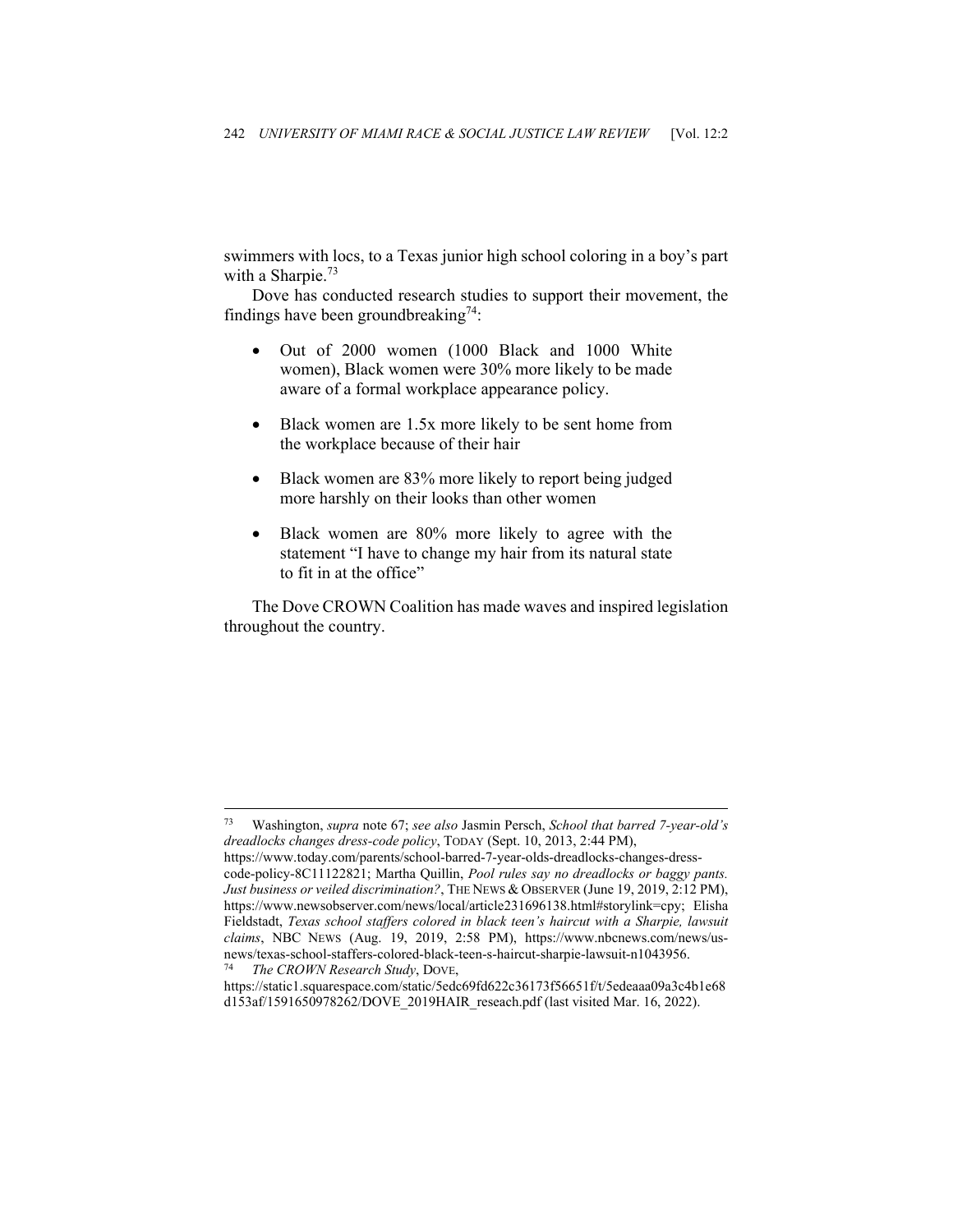swimmers with locs, to a Texas junior high school coloring in a boy's part with a Sharpie.[73]

Dove has conducted research studies to support their movement, the findings have been groundbreaking[74]:

- Out of 2000 women (1000 Black and 1000 White women), Black women were 30% more likely to be made aware of a formal workplace appearance policy.
- Black women are 1.5x more likely to be sent home from the workplace because of their hair
- Black women are 83% more likely to report being judged more harshly on their looks than other women
- Black women are 80% more likely to agree with the statement "I have to change my hair from its natural state to fit in at the office"

The Dove CROWN Coalition has made waves and inspired legislation throughout the country.

---

[73] Washington, *supra* note 67; *see also* Jasmin Persch, *School that barred 7-year-old's dreadlocks changes dress-code policy*, TODAY (Sept. 10, 2013, 2:44 PM), https://www.today.com/parents/school-barred-7-year-olds-dreadlocks-changes-dress-code-policy-8C11122821; Martha Quillin, *Pool rules say no dreadlocks or baggy pants. Just business or veiled discrimination?*, THE NEWS & OBSERVER (June 19, 2019, 2:12 PM), https://www.newsobserver.com/news/local/article231696138.html#storylink=cpy; Elisha Fieldstadt, *Texas school staffers colored in black teen's haircut with a Sharpie, lawsuit claims*, NBC NEWS (Aug. 19, 2019, 2:58 PM), https://www.nbcnews.com/news/us-news/texas-school-staffers-colored-black-teen-s-haircut-sharpie-lawsuit-n1043956.

[74] *The CROWN Research Study*, DOVE, https://static1.squarespace.com/static/5edc69fd622c36173f56651f/t/5edeaaa09a3c4b1e68d153af/1591650978262/DOVE_2019HAIR_reseach.pdf (last visited Mar. 16, 2022).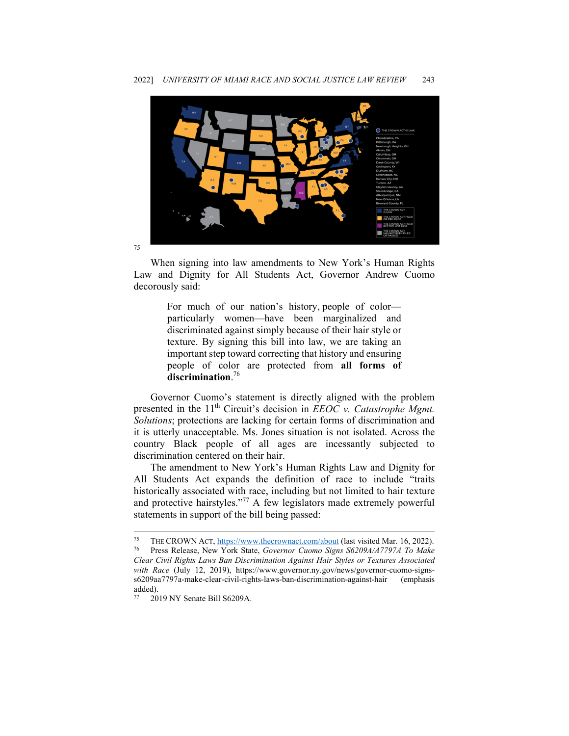75

When signing into law amendments to New York's Human Rights Law and Dignity for All Students Act, Governor Andrew Cuomo decorously said:

> For much of our nation's history, people of color—particularly women—have been marginalized and discriminated against simply because of their hair style or texture. By signing this bill into law, we are taking an important step toward correcting that history and ensuring people of color are protected from **all forms of discrimination**.[76]

Governor Cuomo's statement is directly aligned with the problem presented in the 11th Circuit's decision in *EEOC v. Catastrophe Mgmt. Solutions*; protections are lacking for certain forms of discrimination and it is utterly unacceptable. Ms. Jones situation is not isolated. Across the country Black people of all ages are incessantly subjected to discrimination centered on their hair.

The amendment to New York's Human Rights Law and Dignity for All Students Act expands the definition of race to include "traits historically associated with race, including but not limited to hair texture and protective hairstyles."[77] A few legislators made extremely powerful statements in support of the bill being passed:

---

[75] THE CROWN ACT, https://www.thecrownact.com/about (last visited Mar. 16, 2022).

[76] Press Release, New York State, *Governor Cuomo Signs S6209A/A7797A To Make Clear Civil Rights Laws Ban Discrimination Against Hair Styles or Textures Associated with Race* (July 12, 2019), https://www.governor.ny.gov/news/governor-cuomo-signs-s6209aa7797a-make-clear-civil-rights-laws-ban-discrimination-against-hair (emphasis added).

[77] 2019 NY Senate Bill S6209A.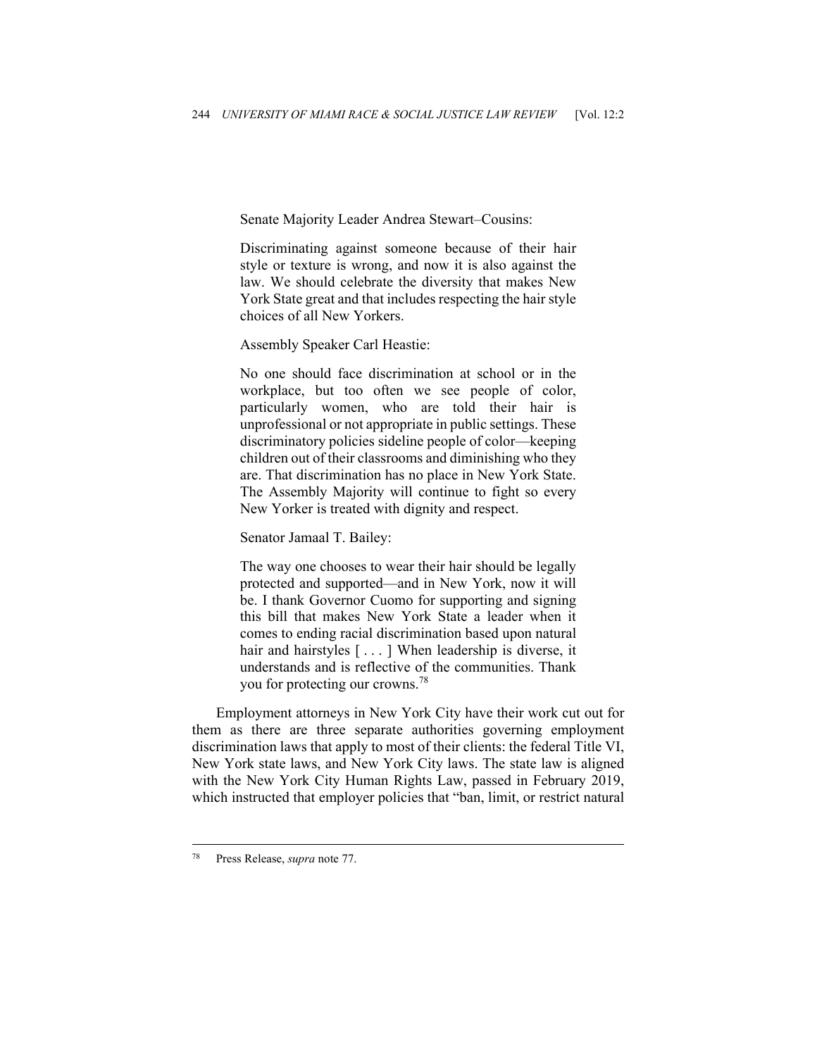> Senate Majority Leader Andrea Stewart–Cousins:
>
> Discriminating against someone because of their hair style or texture is wrong, and now it is also against the law. We should celebrate the diversity that makes New York State great and that includes respecting the hair style choices of all New Yorkers.
>
> Assembly Speaker Carl Heastie:
>
> No one should face discrimination at school or in the workplace, but too often we see people of color, particularly women, who are told their hair is unprofessional or not appropriate in public settings. These discriminatory policies sideline people of color—keeping children out of their classrooms and diminishing who they are. That discrimination has no place in New York State. The Assembly Majority will continue to fight so every New Yorker is treated with dignity and respect.
>
> Senator Jamaal T. Bailey:
>
> The way one chooses to wear their hair should be legally protected and supported—and in New York, now it will be. I thank Governor Cuomo for supporting and signing this bill that makes New York State a leader when it comes to ending racial discrimination based upon natural hair and hairstyles [ . . . ] When leadership is diverse, it understands and is reflective of the communities. Thank you for protecting our crowns.[78]

Employment attorneys in New York City have their work cut out for them as there are three separate authorities governing employment discrimination laws that apply to most of their clients: the federal Title VI, New York state laws, and New York City laws. The state law is aligned with the New York City Human Rights Law, passed in February 2019, which instructed that employer policies that "ban, limit, or restrict natural

---

[78] Press Release, *supra* note 77.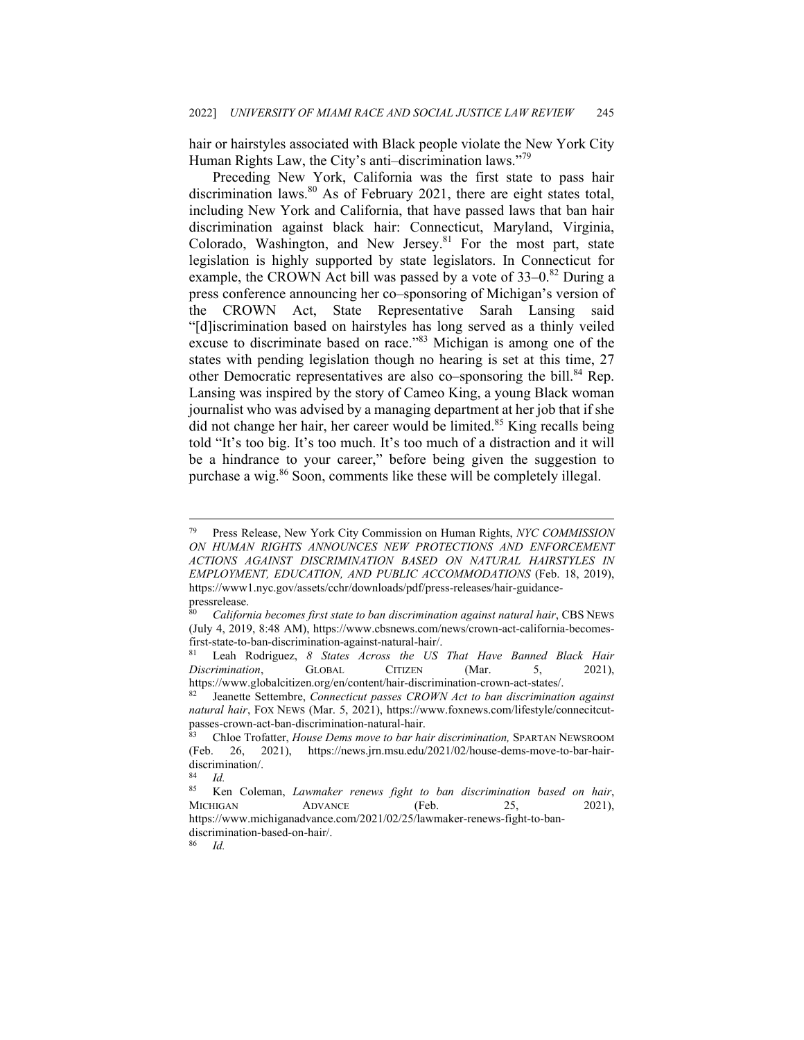hair or hairstyles associated with Black people violate the New York City Human Rights Law, the City's anti–discrimination laws."[79]

Preceding New York, California was the first state to pass hair discrimination laws.[80] As of February 2021, there are eight states total, including New York and California, that have passed laws that ban hair discrimination against black hair: Connecticut, Maryland, Virginia, Colorado, Washington, and New Jersey.[81] For the most part, state legislation is highly supported by state legislators. In Connecticut for example, the CROWN Act bill was passed by a vote of 33–0.[82] During a press conference announcing her co–sponsoring of Michigan's version of the CROWN Act, State Representative Sarah Lansing said "[d]iscrimination based on hairstyles has long served as a thinly veiled excuse to discriminate based on race."[83] Michigan is among one of the states with pending legislation though no hearing is set at this time, 27 other Democratic representatives are also co–sponsoring the bill.[84] Rep. Lansing was inspired by the story of Cameo King, a young Black woman journalist who was advised by a managing department at her job that if she did not change her hair, her career would be limited.[85] King recalls being told "It's too big. It's too much. It's too much of a distraction and it will be a hindrance to your career," before being given the suggestion to purchase a wig.[86] Soon, comments like these will be completely illegal.

---

[79] Press Release, New York City Commission on Human Rights, *NYC COMMISSION ON HUMAN RIGHTS ANNOUNCES NEW PROTECTIONS AND ENFORCEMENT ACTIONS AGAINST DISCRIMINATION BASED ON NATURAL HAIRSTYLES IN EMPLOYMENT, EDUCATION, AND PUBLIC ACCOMMODATIONS* (Feb. 18, 2019), https://www1.nyc.gov/assets/cchr/downloads/pdf/press-releases/hair-guidance-pressrelease.

[80] *California becomes first state to ban discrimination against natural hair*, CBS NEWS (July 4, 2019, 8:48 AM), https://www.cbsnews.com/news/crown-act-california-becomes-first-state-to-ban-discrimination-against-natural-hair/.

[81] Leah Rodriguez, *8 States Across the US That Have Banned Black Hair Discrimination*, GLOBAL CITIZEN (Mar. 5, 2021), https://www.globalcitizen.org/en/content/hair-discrimination-crown-act-states/.

[82] Jeanette Settembre, *Connecticut passes CROWN Act to ban discrimination against natural hair*, FOX NEWS (Mar. 5, 2021), https://www.foxnews.com/lifestyle/connecitcut-passes-crown-act-ban-discrimination-natural-hair.

[83] Chloe Trofatter, *House Dems move to bar hair discrimination,* SPARTAN NEWSROOM (Feb. 26, 2021), https://news.jrn.msu.edu/2021/02/house-dems-move-to-bar-hair-discrimination/.

[84] *Id.*

[85] Ken Coleman, *Lawmaker renews fight to ban discrimination based on hair*, MICHIGAN ADVANCE (Feb. 25, 2021), https://www.michiganadvance.com/2021/02/25/lawmaker-renews-fight-to-ban-discrimination-based-on-hair/.

[86] *Id.*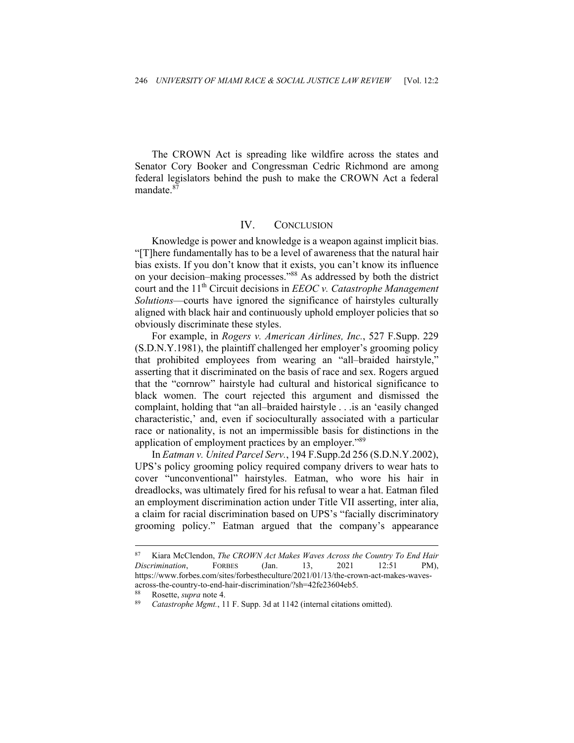The CROWN Act is spreading like wildfire across the states and Senator Cory Booker and Congressman Cedric Richmond are among federal legislators behind the push to make the CROWN Act a federal mandate.[87]

## IV. CONCLUSION

Knowledge is power and knowledge is a weapon against implicit bias. "[T]here fundamentally has to be a level of awareness that the natural hair bias exists. If you don't know that it exists, you can't know its influence on your decision–making processes."[88] As addressed by both the district court and the 11th Circuit decisions in *EEOC v. Catastrophe Management Solutions*—courts have ignored the significance of hairstyles culturally aligned with black hair and continuously uphold employer policies that so obviously discriminate these styles.

For example, in *Rogers v. American Airlines, Inc.*, 527 F.Supp. 229 (S.D.N.Y.1981), the plaintiff challenged her employer's grooming policy that prohibited employees from wearing an "all–braided hairstyle," asserting that it discriminated on the basis of race and sex. Rogers argued that the "cornrow" hairstyle had cultural and historical significance to black women. The court rejected this argument and dismissed the complaint, holding that "an all–braided hairstyle . . .is an 'easily changed characteristic,' and, even if socioculturally associated with a particular race or nationality, is not an impermissible basis for distinctions in the application of employment practices by an employer."[89]

In *Eatman v. United Parcel Serv.*, 194 F.Supp.2d 256 (S.D.N.Y.2002), UPS's policy grooming policy required company drivers to wear hats to cover "unconventional" hairstyles. Eatman, who wore his hair in dreadlocks, was ultimately fired for his refusal to wear a hat. Eatman filed an employment discrimination action under Title VII asserting, inter alia, a claim for racial discrimination based on UPS's "facially discriminatory grooming policy." Eatman argued that the company's appearance

---

[87] Kiara McClendon, *The CROWN Act Makes Waves Across the Country To End Hair Discrimination*, FORBES (Jan. 13, 2021 12:51 PM), https://www.forbes.com/sites/forbestheculture/2021/01/13/the-crown-act-makes-waves-across-the-country-to-end-hair-discrimination/?sh=42fe23604eb5.

[88] Rosette, *supra* note 4.

[89] *Catastrophe Mgmt.*, 11 F. Supp. 3d at 1142 (internal citations omitted).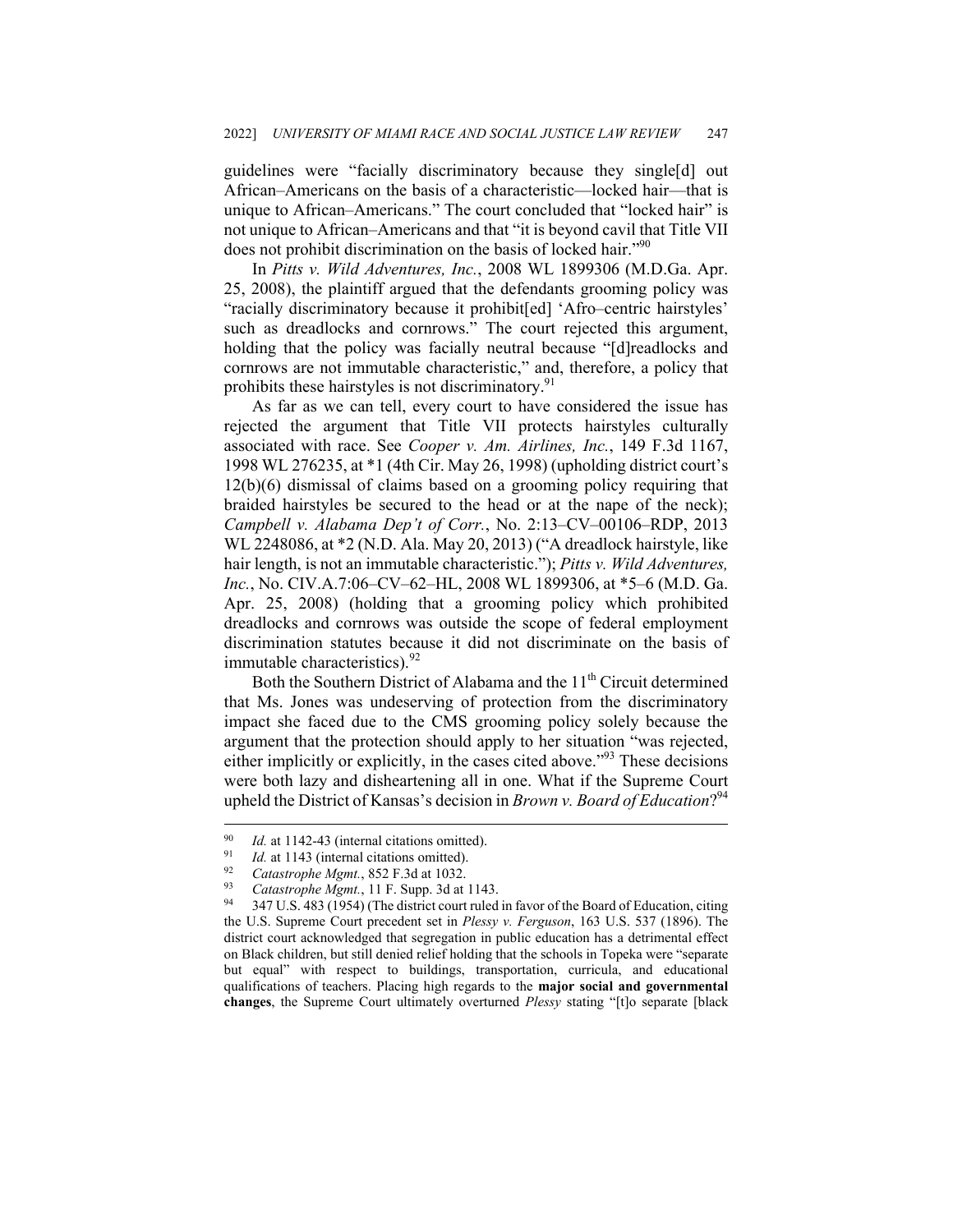guidelines were "facially discriminatory because they single[d] out African–Americans on the basis of a characteristic—locked hair—that is unique to African–Americans." The court concluded that "locked hair" is not unique to African–Americans and that "it is beyond cavil that Title VII does not prohibit discrimination on the basis of locked hair."[90]

In *Pitts v. Wild Adventures, Inc.*, 2008 WL 1899306 (M.D.Ga. Apr. 25, 2008), the plaintiff argued that the defendants grooming policy was "racially discriminatory because it prohibit[ed] 'Afro–centric hairstyles' such as dreadlocks and cornrows." The court rejected this argument, holding that the policy was facially neutral because "[d]readlocks and cornrows are not immutable characteristic," and, therefore, a policy that prohibits these hairstyles is not discriminatory.[91]

As far as we can tell, every court to have considered the issue has rejected the argument that Title VII protects hairstyles culturally associated with race. See *Cooper v. Am. Airlines, Inc.*, 149 F.3d 1167, 1998 WL 276235, at *1 (4th Cir. May 26, 1998) (upholding district court's 12(b)(6) dismissal of claims based on a grooming policy requiring that braided hairstyles be secured to the head or at the nape of the neck); *Campbell v. Alabama Dep't of Corr.*, No. 2:13–CV–00106–RDP, 2013 WL 2248086, at *2 (N.D. Ala. May 20, 2013) ("A dreadlock hairstyle, like hair length, is not an immutable characteristic."); *Pitts v. Wild Adventures, Inc.*, No. CIV.A.7:06–CV–62–HL, 2008 WL 1899306, at *5–6 (M.D. Ga. Apr. 25, 2008) (holding that a grooming policy which prohibited dreadlocks and cornrows was outside the scope of federal employment discrimination statutes because it did not discriminate on the basis of immutable characteristics).[92]

Both the Southern District of Alabama and the 11th Circuit determined that Ms. Jones was undeserving of protection from the discriminatory impact she faced due to the CMS grooming policy solely because the argument that the protection should apply to her situation "was rejected, either implicitly or explicitly, in the cases cited above."[93] These decisions were both lazy and disheartening all in one. What if the Supreme Court upheld the District of Kansas's decision in *Brown v. Board of Education*?[94]

---

[90] *Id.* at 1142-43 (internal citations omitted).

[91] *Id.* at 1143 (internal citations omitted).

[92] *Catastrophe Mgmt.*, 852 F.3d at 1032.

[93] *Catastrophe Mgmt.*, 11 F. Supp. 3d at 1143.

[94] 347 U.S. 483 (1954) (The district court ruled in favor of the Board of Education, citing the U.S. Supreme Court precedent set in *Plessy v. Ferguson*, 163 U.S. 537 (1896). The district court acknowledged that segregation in public education has a detrimental effect on Black children, but still denied relief holding that the schools in Topeka were "separate but equal" with respect to buildings, transportation, curricula, and educational qualifications of teachers. Placing high regards to the **major social and governmental changes**, the Supreme Court ultimately overturned *Plessy* stating "[t]o separate [black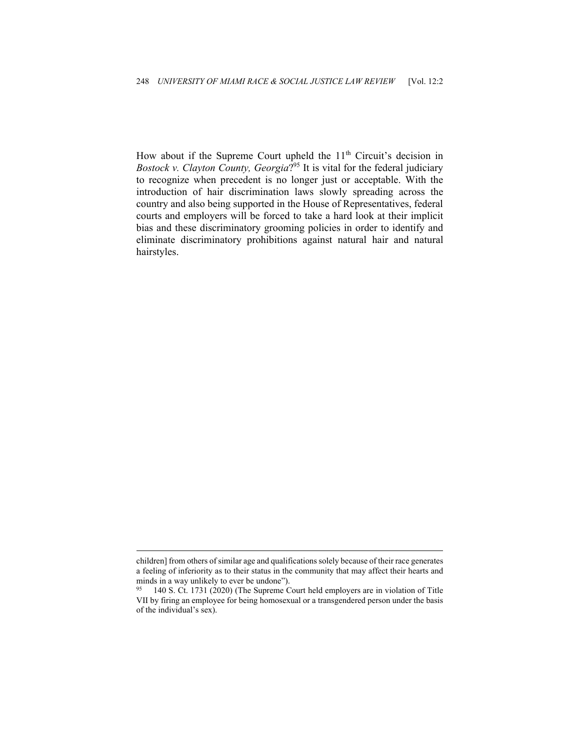How about if the Supreme Court upheld the 11th Circuit's decision in *Bostock v. Clayton County, Georgia*?[95] It is vital for the federal judiciary to recognize when precedent is no longer just or acceptable. With the introduction of hair discrimination laws slowly spreading across the country and also being supported in the House of Representatives, federal courts and employers will be forced to take a hard look at their implicit bias and these discriminatory grooming policies in order to identify and eliminate discriminatory prohibitions against natural hair and natural hairstyles.

---

children] from others of similar age and qualifications solely because of their race generates a feeling of inferiority as to their status in the community that may affect their hearts and minds in a way unlikely to ever be undone").

[95] 140 S. Ct. 1731 (2020) (The Supreme Court held employers are in violation of Title VII by firing an employee for being homosexual or a transgendered person under the basis of the individual's sex).